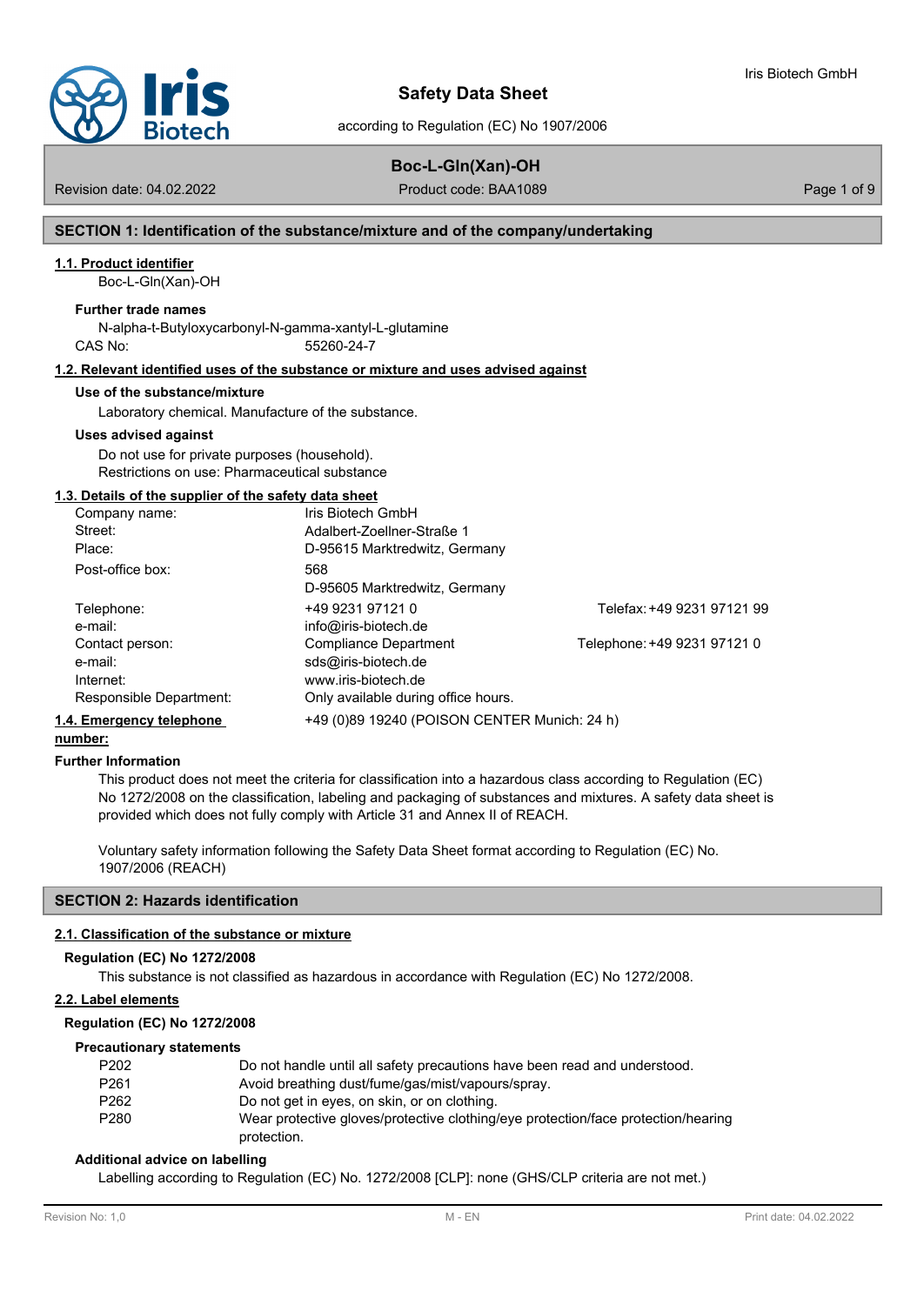# Safety Data Sheet

according to Regulation (EC) No 1907/2006

## Boc-L-Gln(Xan)-OH

Revision date: 04.02.2022 | Product code: BAA1089

## SECTION 1: Identification of the substance/mixture and of the company/undertaking

### 1.1. Product identifier

Boc-L-Gln(Xan)-OH

**Further trade names**

N-alpha-t-Butyloxycarbonyl-N-gamma-xantyl-L-glutamine

CAS No: 55260-24-7

### 1.2. Relevant identified uses of the substance or mixture and uses advised against

**Use of the substance/mixture**

Laboratory chemical. Manufacture of the substance.

**Uses advised against**

Do not use for private purposes (household).
Restrictions on use: Pharmaceutical substance

### 1.3. Details of the supplier of the safety data sheet

| | | |
|---|---|---|
| Company name: | Iris Biotech GmbH | |
| Street: | Adalbert-Zoellner-Straße 1 | |
| Place: | D-95615 Marktredwitz, Germany | |
| Post-office box: | 568<br>D-95605 Marktredwitz, Germany | |
| Telephone: | +49 9231 97121 0 | Telefax: +49 9231 97121 99 |
| e-mail: | info@iris-biotech.de | |
| Contact person: | Compliance Department | Telephone: +49 9231 97121 0 |
| e-mail: | sds@iris-biotech.de | |
| Internet: | www.iris-biotech.de | |
| Responsible Department: | Only available during office hours. | |

### 1.4. Emergency telephone number:

+49 (0)89 19240 (POISON CENTER Munich: 24 h)

**Further Information**

This product does not meet the criteria for classification into a hazardous class according to Regulation (EC) No 1272/2008 on the classification, labeling and packaging of substances and mixtures. A safety data sheet is provided which does not fully comply with Article 31 and Annex II of REACH.

Voluntary safety information following the Safety Data Sheet format according to Regulation (EC) No. 1907/2006 (REACH)

## SECTION 2: Hazards identification

### 2.1. Classification of the substance or mixture

**Regulation (EC) No 1272/2008**

This substance is not classified as hazardous in accordance with Regulation (EC) No 1272/2008.

### 2.2. Label elements

**Regulation (EC) No 1272/2008**

**Precautionary statements**

| | |
|---|---|
| P202 | Do not handle until all safety precautions have been read and understood. |
| P261 | Avoid breathing dust/fume/gas/mist/vapours/spray. |
| P262 | Do not get in eyes, on skin, or on clothing. |
| P280 | Wear protective gloves/protective clothing/eye protection/face protection/hearing protection. |

**Additional advice on labelling**

Labelling according to Regulation (EC) No. 1272/2008 [CLP]: none (GHS/CLP criteria are not met.)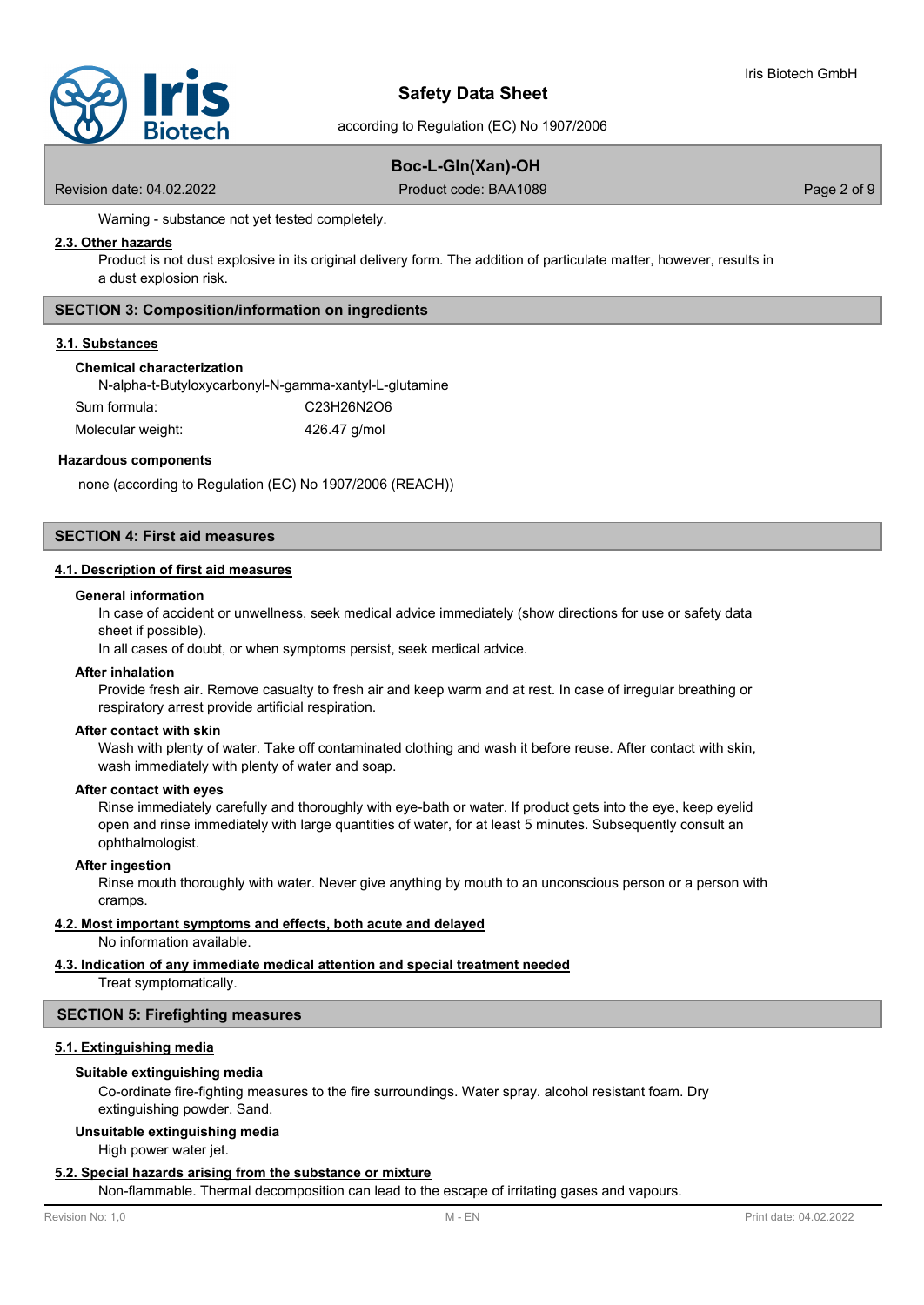Warning - substance not yet tested completely.

### 2.3. Other hazards

Product is not dust explosive in its original delivery form. The addition of particulate matter, however, results in a dust explosion risk.

## SECTION 3: Composition/information on ingredients

### 3.1. Substances

**Chemical characterization**

N-alpha-t-Butyloxycarbonyl-N-gamma-xantyl-L-glutamine

| | |
|---|---|
| Sum formula: | $C_{23}H_{26}N_2O_6$ |
| Molecular weight: | 426.47 g/mol |

**Hazardous components**

none (according to Regulation (EC) No 1907/2006 (REACH))

## SECTION 4: First aid measures

### 4.1. Description of first aid measures

**General information**

In case of accident or unwellness, seek medical advice immediately (show directions for use or safety data sheet if possible).

In all cases of doubt, or when symptoms persist, seek medical advice.

**After inhalation**

Provide fresh air. Remove casualty to fresh air and keep warm and at rest. In case of irregular breathing or respiratory arrest provide artificial respiration.

**After contact with skin**

Wash with plenty of water. Take off contaminated clothing and wash it before reuse. After contact with skin, wash immediately with plenty of water and soap.

**After contact with eyes**

Rinse immediately carefully and thoroughly with eye-bath or water. If product gets into the eye, keep eyelid open and rinse immediately with large quantities of water, for at least 5 minutes. Subsequently consult an ophthalmologist.

**After ingestion**

Rinse mouth thoroughly with water. Never give anything by mouth to an unconscious person or a person with cramps.

### 4.2. Most important symptoms and effects, both acute and delayed

No information available.

### 4.3. Indication of any immediate medical attention and special treatment needed

Treat symptomatically.

## SECTION 5: Firefighting measures

### 5.1. Extinguishing media

**Suitable extinguishing media**

Co-ordinate fire-fighting measures to the fire surroundings. Water spray. alcohol resistant foam. Dry extinguishing powder. Sand.

**Unsuitable extinguishing media**

High power water jet.

### 5.2. Special hazards arising from the substance or mixture

Non-flammable. Thermal decomposition can lead to the escape of irritating gases and vapours.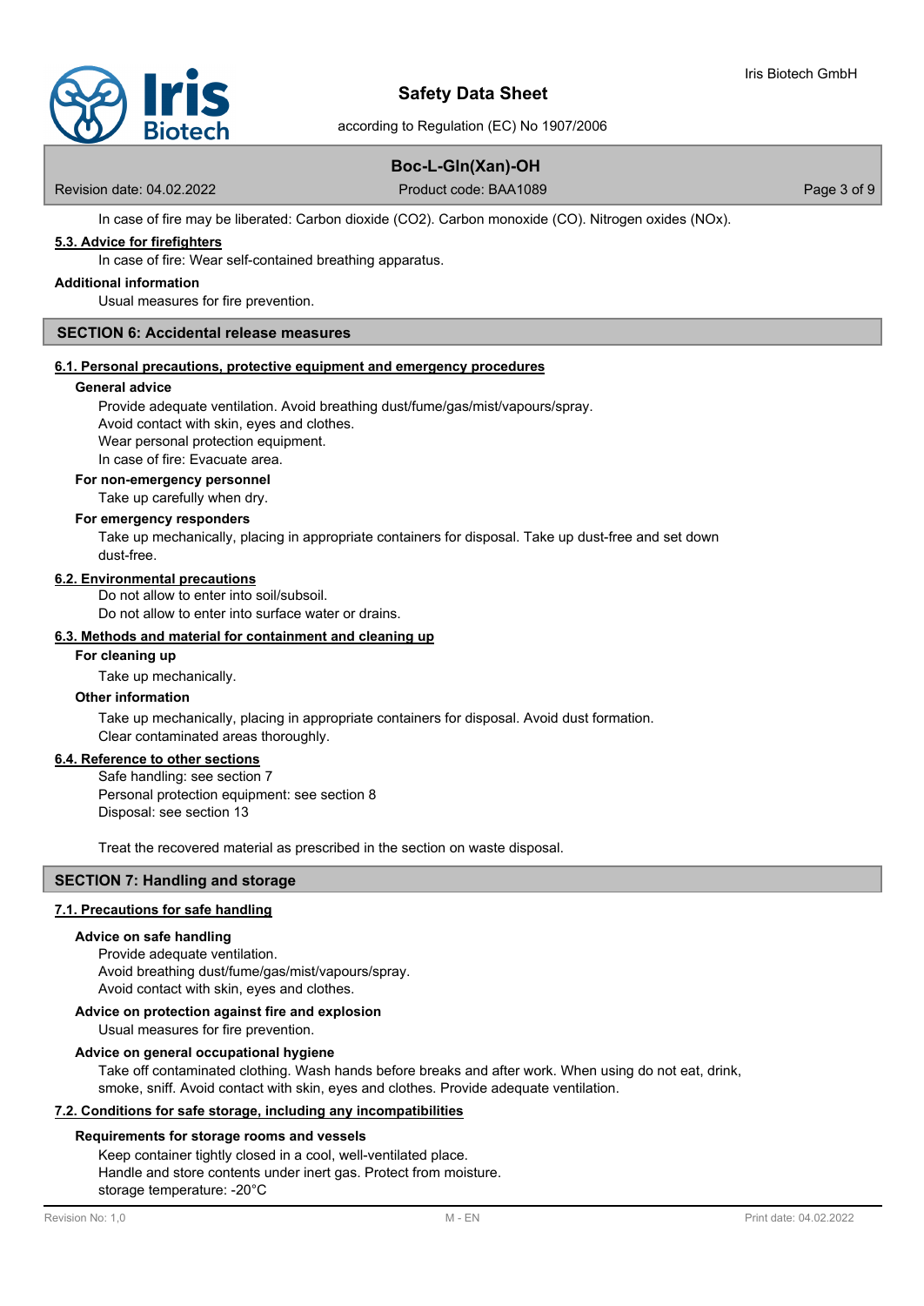In case of fire may be liberated: Carbon dioxide ($CO_2$). Carbon monoxide (CO). Nitrogen oxides (NOx).

### 5.3. Advice for firefighters

In case of fire: Wear self-contained breathing apparatus.

**Additional information**

Usual measures for fire prevention.

## SECTION 6: Accidental release measures

### 6.1. Personal precautions, protective equipment and emergency procedures

**General advice**

Provide adequate ventilation. Avoid breathing dust/fume/gas/mist/vapours/spray.
Avoid contact with skin, eyes and clothes.
Wear personal protection equipment.
In case of fire: Evacuate area.

**For non-emergency personnel**

Take up carefully when dry.

**For emergency responders**

Take up mechanically, placing in appropriate containers for disposal. Take up dust-free and set down dust-free.

### 6.2. Environmental precautions

Do not allow to enter into soil/subsoil.
Do not allow to enter into surface water or drains.

### 6.3. Methods and material for containment and cleaning up

**For cleaning up**

Take up mechanically.

**Other information**

Take up mechanically, placing in appropriate containers for disposal. Avoid dust formation.
Clear contaminated areas thoroughly.

### 6.4. Reference to other sections

Safe handling: see section 7
Personal protection equipment: see section 8
Disposal: see section 13

Treat the recovered material as prescribed in the section on waste disposal.

## SECTION 7: Handling and storage

### 7.1. Precautions for safe handling

**Advice on safe handling**

Provide adequate ventilation.
Avoid breathing dust/fume/gas/mist/vapours/spray.
Avoid contact with skin, eyes and clothes.

**Advice on protection against fire and explosion**

Usual measures for fire prevention.

**Advice on general occupational hygiene**

Take off contaminated clothing. Wash hands before breaks and after work. When using do not eat, drink, smoke, sniff. Avoid contact with skin, eyes and clothes. Provide adequate ventilation.

### 7.2. Conditions for safe storage, including any incompatibilities

**Requirements for storage rooms and vessels**

Keep container tightly closed in a cool, well-ventilated place.
Handle and store contents under inert gas. Protect from moisture.
storage temperature: -20°C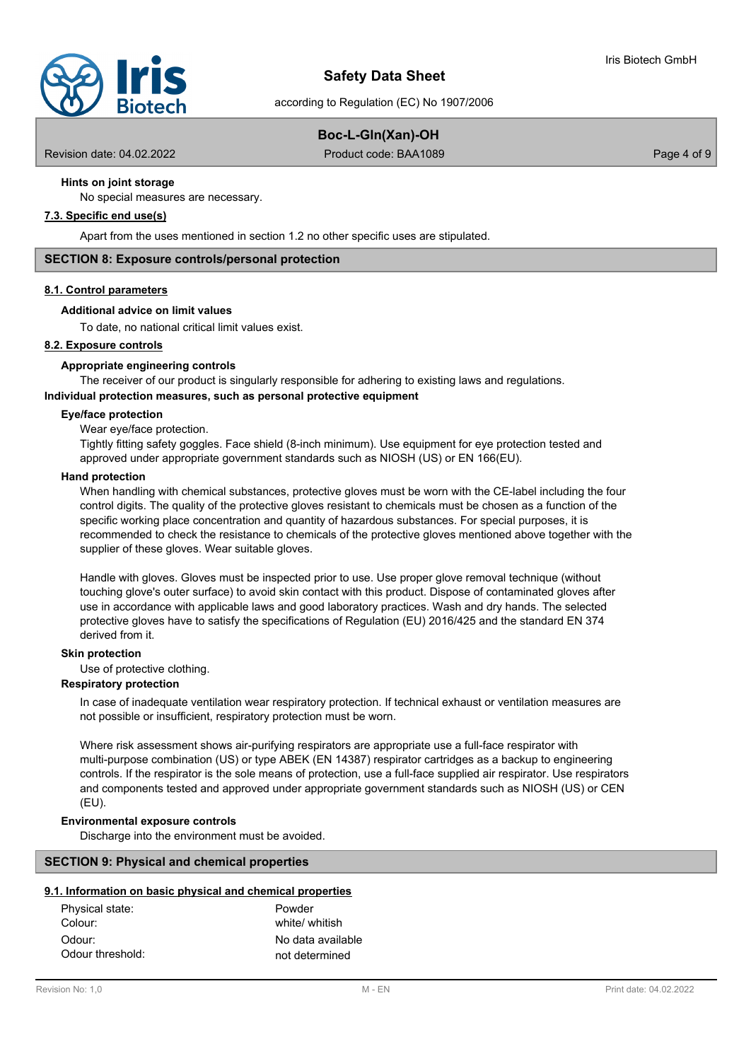#### Hints on joint storage

No special measures are necessary.

### 7.3. Specific end use(s)

Apart from the uses mentioned in section 1.2 no other specific uses are stipulated.

## SECTION 8: Exposure controls/personal protection

### 8.1. Control parameters

#### Additional advice on limit values

To date, no national critical limit values exist.

### 8.2. Exposure controls

#### Appropriate engineering controls

The receiver of our product is singularly responsible for adhering to existing laws and regulations.

#### Individual protection measures, such as personal protective equipment

#### Eye/face protection

Wear eye/face protection.
Tightly fitting safety goggles. Face shield (8-inch minimum). Use equipment for eye protection tested and approved under appropriate government standards such as NIOSH (US) or EN 166(EU).

#### Hand protection

When handling with chemical substances, protective gloves must be worn with the CE-label including the four control digits. The quality of the protective gloves resistant to chemicals must be chosen as a function of the specific working place concentration and quantity of hazardous substances. For special purposes, it is recommended to check the resistance to chemicals of the protective gloves mentioned above together with the supplier of these gloves. Wear suitable gloves.

Handle with gloves. Gloves must be inspected prior to use. Use proper glove removal technique (without touching glove's outer surface) to avoid skin contact with this product. Dispose of contaminated gloves after use in accordance with applicable laws and good laboratory practices. Wash and dry hands. The selected protective gloves have to satisfy the specifications of Regulation (EU) 2016/425 and the standard EN 374 derived from it.

#### Skin protection

Use of protective clothing.

#### Respiratory protection

In case of inadequate ventilation wear respiratory protection. If technical exhaust or ventilation measures are not possible or insufficient, respiratory protection must be worn.

Where risk assessment shows air-purifying respirators are appropriate use a full-face respirator with multi-purpose combination (US) or type ABEK (EN 14387) respirator cartridges as a backup to engineering controls. If the respirator is the sole means of protection, use a full-face supplied air respirator. Use respirators and components tested and approved under appropriate government standards such as NIOSH (US) or CEN (EU).

#### Environmental exposure controls

Discharge into the environment must be avoided.

## SECTION 9: Physical and chemical properties

### 9.1. Information on basic physical and chemical properties

| | |
|---|---|
| Physical state: | Powder |
| Colour: | white/ whitish |
| Odour: | No data available |
| Odour threshold: | not determined |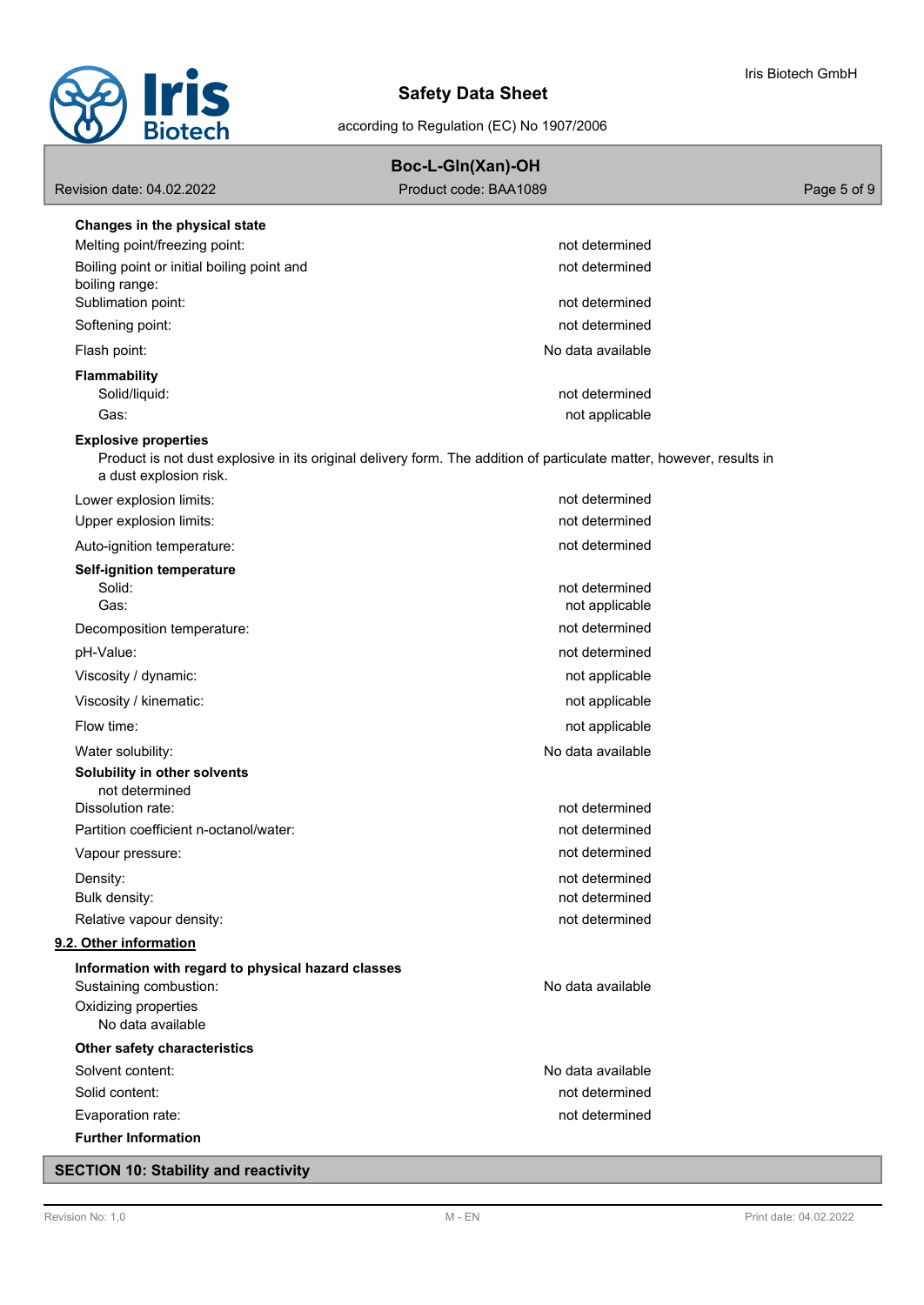**Changes in the physical state**

| | |
|---|---|
| Melting point/freezing point: | not determined |
| Boiling point or initial boiling point and boiling range: | not determined |
| Sublimation point: | not determined |
| Softening point: | not determined |
| Flash point: | No data available |

**Flammability**

| | |
|---|---|
| Solid/liquid: | not determined |
| Gas: | not applicable |

**Explosive properties**

Product is not dust explosive in its original delivery form. The addition of particulate matter, however, results in a dust explosion risk.

| | |
|---|---|
| Lower explosion limits: | not determined |
| Upper explosion limits: | not determined |
| Auto-ignition temperature: | not determined |

**Self-ignition temperature**

| | |
|---|---|
| Solid: | not determined |
| Gas: | not applicable |
| Decomposition temperature: | not determined |
| pH-Value: | not determined |
| Viscosity / dynamic: | not applicable |
| Viscosity / kinematic: | not applicable |
| Flow time: | not applicable |
| Water solubility: | No data available |

**Solubility in other solvents**

not determined

| | |
|---|---|
| Dissolution rate: | not determined |
| Partition coefficient n-octanol/water: | not determined |
| Vapour pressure: | not determined |
| Density: | not determined |
| Bulk density: | not determined |
| Relative vapour density: | not determined |

## 9.2. Other information

**Information with regard to physical hazard classes**

| | |
|---|---|
| Sustaining combustion: | No data available |

Oxidizing properties

No data available

**Other safety characteristics**

| | |
|---|---|
| Solvent content: | No data available |
| Solid content: | not determined |
| Evaporation rate: | not determined |

**Further Information**

## SECTION 10: Stability and reactivity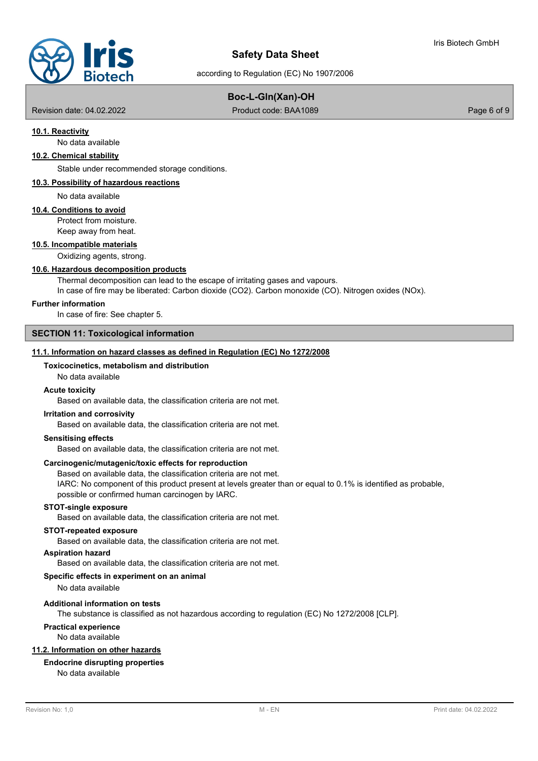#### 10.1. Reactivity

No data available

#### 10.2. Chemical stability

Stable under recommended storage conditions.

#### 10.3. Possibility of hazardous reactions

No data available

#### 10.4. Conditions to avoid

Protect from moisture.
Keep away from heat.

#### 10.5. Incompatible materials

Oxidizing agents, strong.

#### 10.6. Hazardous decomposition products

Thermal decomposition can lead to the escape of irritating gases and vapours.
In case of fire may be liberated: Carbon dioxide ($CO_2$). Carbon monoxide (CO). Nitrogen oxides ($NO_x$).

**Further information**

In case of fire: See chapter 5.

## SECTION 11: Toxicological information

#### 11.1. Information on hazard classes as defined in Regulation (EC) No 1272/2008

**Toxicocinetics, metabolism and distribution**

No data available

**Acute toxicity**

Based on available data, the classification criteria are not met.

**Irritation and corrosivity**

Based on available data, the classification criteria are not met.

**Sensitising effects**

Based on available data, the classification criteria are not met.

**Carcinogenic/mutagenic/toxic effects for reproduction**

Based on available data, the classification criteria are not met.
IARC: No component of this product present at levels greater than or equal to 0.1% is identified as probable, possible or confirmed human carcinogen by IARC.

**STOT-single exposure**

Based on available data, the classification criteria are not met.

**STOT-repeated exposure**

Based on available data, the classification criteria are not met.

**Aspiration hazard**

Based on available data, the classification criteria are not met.

**Specific effects in experiment on an animal**

No data available

**Additional information on tests**

The substance is classified as not hazardous according to regulation (EC) No 1272/2008 [CLP].

**Practical experience**

No data available

#### 11.2. Information on other hazards

**Endocrine disrupting properties**

No data available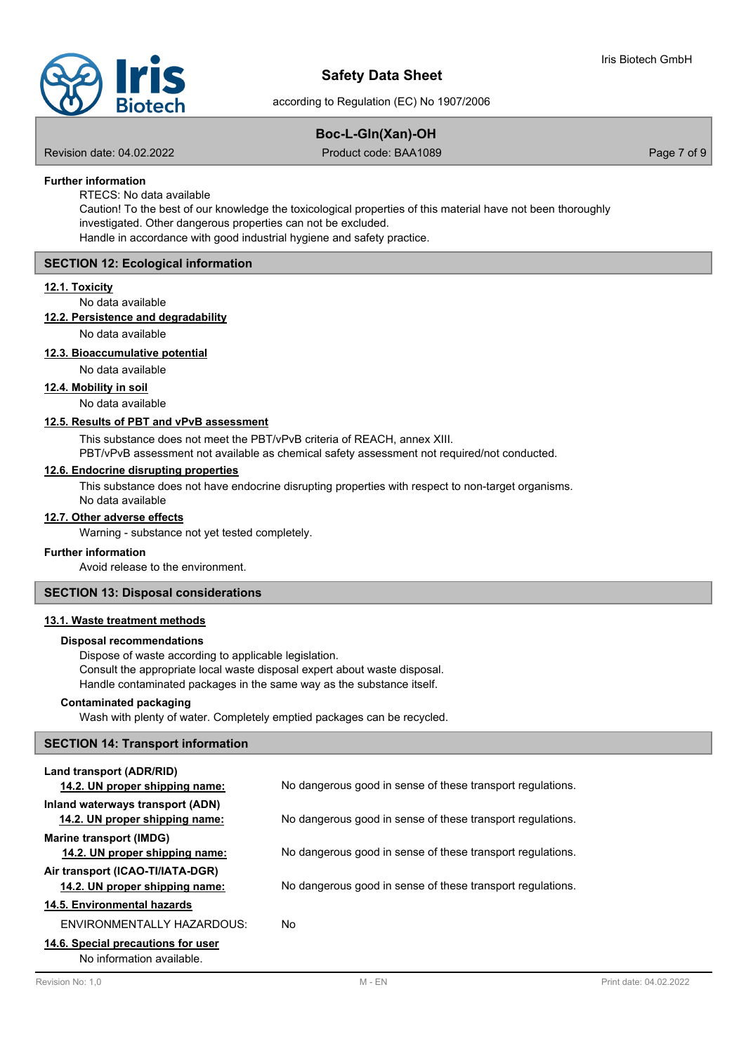**Further information**

RTECS: No data available

Caution! To the best of our knowledge the toxicological properties of this material have not been thoroughly investigated. Other dangerous properties can not be excluded.

Handle in accordance with good industrial hygiene and safety practice.

## SECTION 12: Ecological information

**12.1. Toxicity**

No data available

**12.2. Persistence and degradability**

No data available

**12.3. Bioaccumulative potential**

No data available

**12.4. Mobility in soil**

No data available

**12.5. Results of PBT and vPvB assessment**

This substance does not meet the PBT/vPvB criteria of REACH, annex XIII.

PBT/vPvB assessment not available as chemical safety assessment not required/not conducted.

**12.6. Endocrine disrupting properties**

This substance does not have endocrine disrupting properties with respect to non-target organisms.

No data available

**12.7. Other adverse effects**

Warning - substance not yet tested completely.

**Further information**

Avoid release to the environment.

## SECTION 13: Disposal considerations

**13.1. Waste treatment methods**

**Disposal recommendations**

Dispose of waste according to applicable legislation.

Consult the appropriate local waste disposal expert about waste disposal.

Handle contaminated packages in the same way as the substance itself.

**Contaminated packaging**

Wash with plenty of water. Completely emptied packages can be recycled.

## SECTION 14: Transport information

**Land transport (ADR/RID)**

**14.2. UN proper shipping name:** No dangerous good in sense of these transport regulations.

**Inland waterways transport (ADN)**

**14.2. UN proper shipping name:** No dangerous good in sense of these transport regulations.

**Marine transport (IMDG)**

**14.2. UN proper shipping name:** No dangerous good in sense of these transport regulations.

**Air transport (ICAO-TI/IATA-DGR)**

**14.2. UN proper shipping name:** No dangerous good in sense of these transport regulations.

**14.5. Environmental hazards**

ENVIRONMENTALLY HAZARDOUS: No

**14.6. Special precautions for user**

No information available.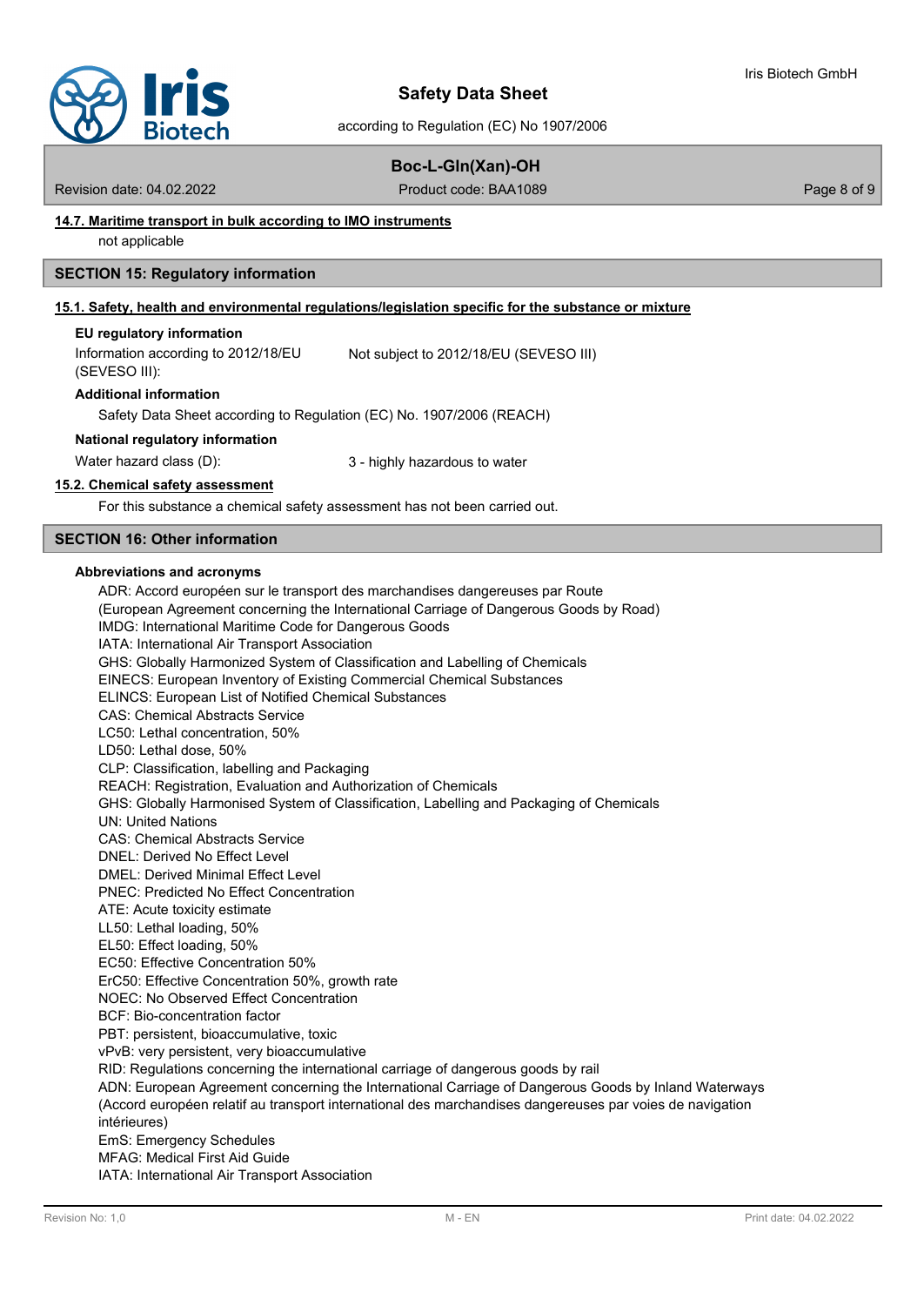### 14.7. Maritime transport in bulk according to IMO instruments

not applicable

## SECTION 15: Regulatory information

### 15.1. Safety, health and environmental regulations/legislation specific for the substance or mixture

**EU regulatory information**

Information according to 2012/18/EU (SEVESO III): Not subject to 2012/18/EU (SEVESO III)

**Additional information**

Safety Data Sheet according to Regulation (EC) No. 1907/2006 (REACH)

**National regulatory information**

Water hazard class (D): 3 - highly hazardous to water

### 15.2. Chemical safety assessment

For this substance a chemical safety assessment has not been carried out.

## SECTION 16: Other information

**Abbreviations and acronyms**

ADR: Accord européen sur le transport des marchandises dangereuses par Route
(European Agreement concerning the International Carriage of Dangerous Goods by Road)
IMDG: International Maritime Code for Dangerous Goods
IATA: International Air Transport Association
GHS: Globally Harmonized System of Classification and Labelling of Chemicals
EINECS: European Inventory of Existing Commercial Chemical Substances
ELINCS: European List of Notified Chemical Substances
CAS: Chemical Abstracts Service
LC50: Lethal concentration, 50%
LD50: Lethal dose, 50%
CLP: Classification, labelling and Packaging
REACH: Registration, Evaluation and Authorization of Chemicals
GHS: Globally Harmonised System of Classification, Labelling and Packaging of Chemicals
UN: United Nations
CAS: Chemical Abstracts Service
DNEL: Derived No Effect Level
DMEL: Derived Minimal Effect Level
PNEC: Predicted No Effect Concentration
ATE: Acute toxicity estimate
LL50: Lethal loading, 50%
EL50: Effect loading, 50%
EC50: Effective Concentration 50%
ErC50: Effective Concentration 50%, growth rate
NOEC: No Observed Effect Concentration
BCF: Bio-concentration factor
PBT: persistent, bioaccumulative, toxic
vPvB: very persistent, very bioaccumulative
RID: Regulations concerning the international carriage of dangerous goods by rail
ADN: European Agreement concerning the International Carriage of Dangerous Goods by Inland Waterways
(Accord européen relatif au transport international des marchandises dangereuses par voies de navigation intérieures)
EmS: Emergency Schedules
MFAG: Medical First Aid Guide
IATA: International Air Transport Association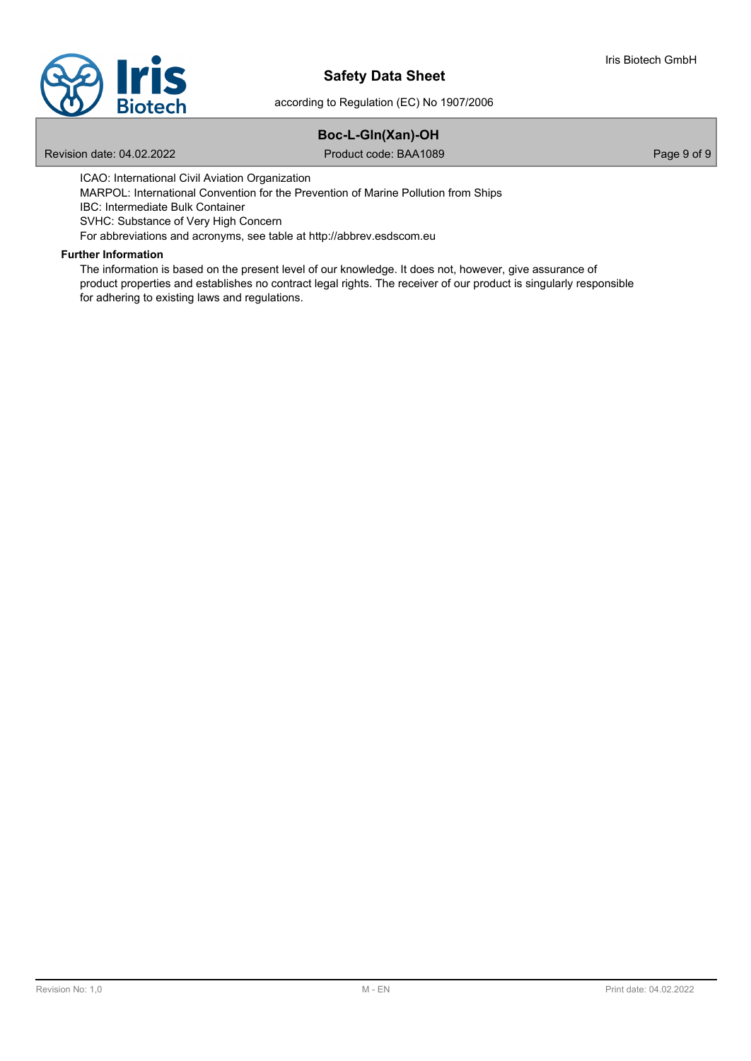ICAO: International Civil Aviation Organization
MARPOL: International Convention for the Prevention of Marine Pollution from Ships
IBC: Intermediate Bulk Container
SVHC: Substance of Very High Concern
For abbreviations and acronyms, see table at http://abbrev.esdscom.eu

**Further Information**

The information is based on the present level of our knowledge. It does not, however, give assurance of product properties and establishes no contract legal rights. The receiver of our product is singularly responsible for adhering to existing laws and regulations.